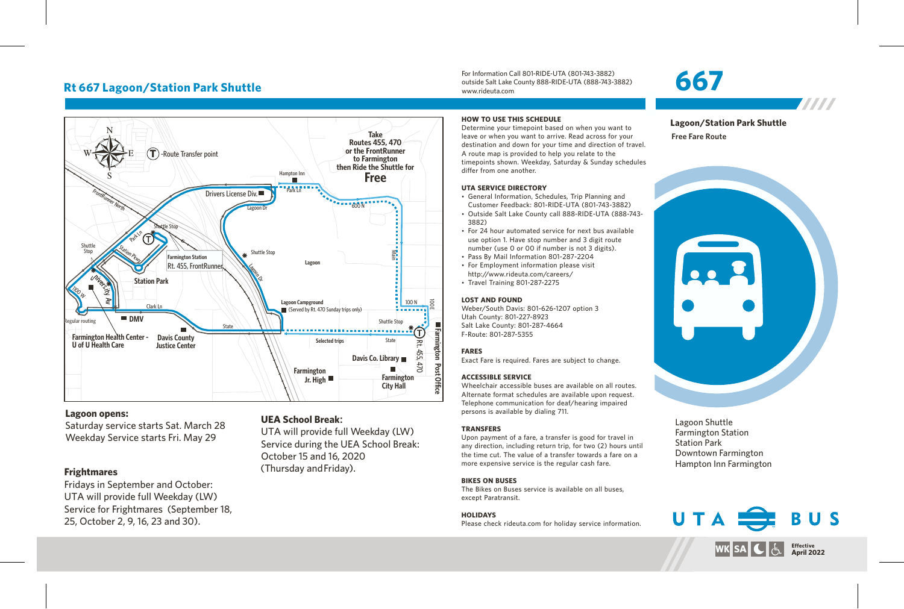# Rt 667 Lagoon/Station Park Shuttle

For Information Call 801-RIDE-UTA (801-743-3882)
outside Salt Lake County 888-RIDE-UTA (888-743-3882)
www.rideuta.com

# 667

**Lagoon/Station Park Shuttle**

**Free Fare Route**

Take Routes 455, 470 or the FrontRunner to Farmington then Ride the Shuttle for **Free**

Ⓣ -Route Transfer point

**Lagoon opens:**
Saturday service starts Sat. March 28
Weekday Service starts Fri. May 29

**Frightmares**
Fridays in September and October:
UTA will provide full Weekday (LW) Service for Frightmares (September 18, 25, October 2, 9, 16, 23 and 30).

**UEA School Break:**
UTA will provide full Weekday (LW) Service during the UEA School Break: October 15 and 16, 2020 (Thursday and Friday).

### HOW TO USE THIS SCHEDULE

Determine your timepoint based on when you want to leave or when you want to arrive. Read across for your destination and down for your time and direction of travel. A route map is provided to help you relate to the timepoints shown. Weekday, Saturday & Sunday schedules differ from one another.

### UTA SERVICE DIRECTORY

- General Information, Schedules, Trip Planning and Customer Feedback: 801-RIDE-UTA (801-743-3882)
- Outside Salt Lake County call 888-RIDE-UTA (888-743-3882)
- For 24 hour automated service for next bus available use option 1. Have stop number and 3 digit route number (use 0 or 00 if number is not 3 digits).
- Pass By Mail Information 801-287-2204
- For Employment information please visit http://www.rideuta.com/careers/
- Travel Training 801-287-2275

### LOST AND FOUND

Weber/South Davis: 801-626-1207 option 3
Utah County: 801-227-8923
Salt Lake County: 801-287-4664
F-Route: 801-287-5355

### FARES

Exact Fare is required. Fares are subject to change.

### ACCESSIBLE SERVICE

Wheelchair accessible buses are available on all routes. Alternate format schedules are available upon request. Telephone communication for deaf/hearing impaired persons is available by dialing 711.

### TRANSFERS

Upon payment of a fare, a transfer is good for travel in any direction, including return trip, for two (2) hours until the time cut. The value of a transfer towards a fare on a more expensive service is the regular cash fare.

### BIKES ON BUSES

The Bikes on Buses service is available on all buses, except Paratransit.

### HOLIDAYS

Please check rideuta.com for holiday service information.

Lagoon Shuttle
Farmington Station
Station Park
Downtown Farmington
Hampton Inn Farmington

UTA BUS

WK SA

Effective April 2022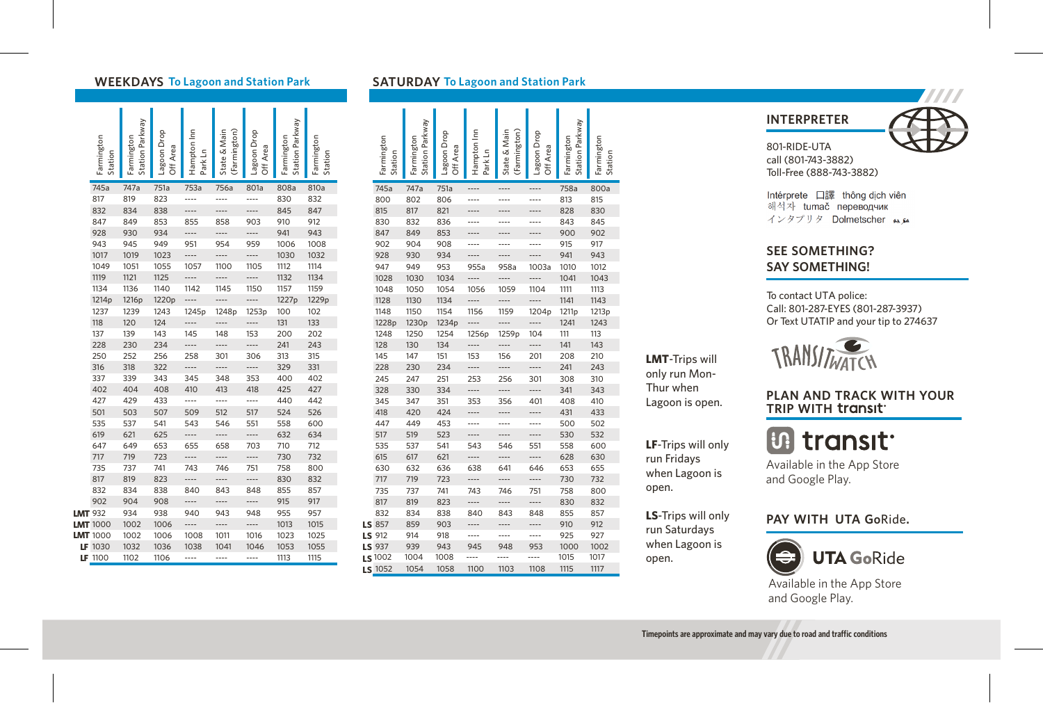## WEEKDAYS To Lagoon and Station Park

| | Farmington Station | Farmington Station Parkway | Lagoon Drop Off Area | Hampton Inn Park Ln | State & Main (Farmington) | Lagoon Drop Off Area | Farmington Station Parkway | Farmington Station |
|---|---|---|---|---|---|---|---|---|
| | 745a | 747a | 751a | 753a | 756a | 801a | 808a | 810a |
| | 817 | 819 | 823 | ---- | ---- | ---- | 830 | 832 |
| | 832 | 834 | 838 | ---- | ---- | ---- | 845 | 847 |
| | 847 | 849 | 853 | 855 | 858 | 903 | 910 | 912 |
| | 928 | 930 | 934 | ---- | ---- | ---- | 941 | 943 |
| | 943 | 945 | 949 | 951 | 954 | 959 | 1006 | 1008 |
| | 1017 | 1019 | 1023 | ---- | ---- | ---- | 1030 | 1032 |
| | 1049 | 1051 | 1055 | 1057 | 1100 | 1105 | 1112 | 1114 |
| | 1119 | 1121 | 1125 | ---- | ---- | ---- | 1132 | 1134 |
| | 1134 | 1136 | 1140 | 1142 | 1145 | 1150 | 1157 | 1159 |
| | 1214p | 1216p | 1220p | ---- | ---- | ---- | 1227p | 1229p |
| | 1237 | 1239 | 1243 | 1245p | 1248p | 1253p | 100 | 102 |
| | 118 | 120 | 124 | ---- | ---- | ---- | 131 | 133 |
| | 137 | 139 | 143 | 145 | 148 | 153 | 200 | 202 |
| | 228 | 230 | 234 | ---- | ---- | ---- | 241 | 243 |
| | 250 | 252 | 256 | 258 | 301 | 306 | 313 | 315 |
| | 316 | 318 | 322 | ---- | ---- | ---- | 329 | 331 |
| | 337 | 339 | 343 | 345 | 348 | 353 | 400 | 402 |
| | 402 | 404 | 408 | 410 | 413 | 418 | 425 | 427 |
| | 427 | 429 | 433 | ---- | ---- | ---- | 440 | 442 |
| | 501 | 503 | 507 | 509 | 512 | 517 | 524 | 526 |
| | 535 | 537 | 541 | 543 | 546 | 551 | 558 | 600 |
| | 619 | 621 | 625 | ---- | ---- | ---- | 632 | 634 |
| | 647 | 649 | 653 | 655 | 658 | 703 | 710 | 712 |
| | 717 | 719 | 723 | ---- | ---- | ---- | 730 | 732 |
| | 735 | 737 | 741 | 743 | 746 | 751 | 758 | 800 |
| | 817 | 819 | 823 | ---- | ---- | ---- | 830 | 832 |
| | 832 | 834 | 838 | 840 | 843 | 848 | 855 | 857 |
| | 902 | 904 | 908 | ---- | ---- | ---- | 915 | 917 |
| LMT | 932 | 934 | 938 | 940 | 943 | 948 | 955 | 957 |
| LMT | 1000 | 1002 | 1006 | ---- | ---- | ---- | 1013 | 1015 |
| LMT | 1000 | 1002 | 1006 | 1008 | 1011 | 1016 | 1023 | 1025 |
| LF | 1030 | 1032 | 1036 | 1038 | 1041 | 1046 | 1053 | 1055 |
| LF | 1100 | 1102 | 1106 | ---- | ---- | ---- | 1113 | 1115 |

## SATURDAY To Lagoon and Station Park

| | Farmington Station | Farmington Station Parkway | Lagoon Drop Off Area | Hampton Inn Park Ln | State & Main (Farmington) | Lagoon Drop Off Area | Farmington Station Parkway | Farmington Station |
|---|---|---|---|---|---|---|---|---|
| | 745a | 747a | 751a | ---- | ---- | ---- | 758a | 800a |
| | 800 | 802 | 806 | ---- | ---- | ---- | 813 | 815 |
| | 815 | 817 | 821 | ---- | ---- | ---- | 828 | 830 |
| | 830 | 832 | 836 | ---- | ---- | ---- | 843 | 845 |
| | 847 | 849 | 853 | ---- | ---- | ---- | 900 | 902 |
| | 902 | 904 | 908 | ---- | ---- | ---- | 915 | 917 |
| | 928 | 930 | 934 | ---- | ---- | ---- | 941 | 943 |
| | 947 | 949 | 953 | 955a | 958a | 1003a | 1010 | 1012 |
| | 1028 | 1030 | 1034 | ---- | ---- | ---- | 1041 | 1043 |
| | 1048 | 1050 | 1054 | 1056 | 1059 | 1104 | 1111 | 1113 |
| | 1128 | 1130 | 1134 | ---- | ---- | ---- | 1141 | 1143 |
| | 1148 | 1150 | 1154 | 1156 | 1159 | 1204p | 1211p | 1213p |
| | 1228p | 1230p | 1234p | ---- | ---- | ---- | 1241 | 1243 |
| | 1248 | 1250 | 1254 | 1256p | 1259p | 104 | 111 | 113 |
| | 128 | 130 | 134 | ---- | ---- | ---- | 141 | 143 |
| | 145 | 147 | 151 | 153 | 156 | 201 | 208 | 210 |
| | 228 | 230 | 234 | ---- | ---- | ---- | 241 | 243 |
| | 245 | 247 | 251 | 253 | 256 | 301 | 308 | 310 |
| | 328 | 330 | 334 | ---- | ---- | ---- | 341 | 343 |
| | 345 | 347 | 351 | 353 | 356 | 401 | 408 | 410 |
| | 418 | 420 | 424 | ---- | ---- | ---- | 431 | 433 |
| | 447 | 449 | 453 | ---- | ---- | ---- | 500 | 502 |
| | 517 | 519 | 523 | ---- | ---- | ---- | 530 | 532 |
| | 535 | 537 | 541 | 543 | 546 | 551 | 558 | 600 |
| | 615 | 617 | 621 | ---- | ---- | ---- | 628 | 630 |
| | 630 | 632 | 636 | 638 | 641 | 646 | 653 | 655 |
| | 717 | 719 | 723 | ---- | ---- | ---- | 730 | 732 |
| | 735 | 737 | 741 | 743 | 746 | 751 | 758 | 800 |
| | 817 | 819 | 823 | ---- | ---- | ---- | 830 | 832 |
| | 832 | 834 | 838 | 840 | 843 | 848 | 855 | 857 |
| LS | 857 | 859 | 903 | ---- | ---- | ---- | 910 | 912 |
| LS | 912 | 914 | 918 | ---- | ---- | ---- | 925 | 927 |
| LS | 937 | 939 | 943 | 945 | 948 | 953 | 1000 | 1002 |
| LS | 1002 | 1004 | 1008 | ---- | ---- | ---- | 1015 | 1017 |
| LS | 1052 | 1054 | 1058 | 1100 | 1103 | 1108 | 1115 | 1117 |

**LMT**-Trips will only run Mon-Thur when Lagoon is open.

**LF**-Trips will only run Fridays when Lagoon is open.

**LS**-Trips will only run Saturdays when Lagoon is open.

## INTERPRETER

801-RIDE-UTA
call (801-743-3882)
Toll-Free (888-743-3882)

Intérprete 口譯 thông dịch viên
해석자 tumač переводчик
インタプリタ Dolmetscher

## SEE SOMETHING? SAY SOMETHING!

To contact UTA police:
Call: 801-287-EYES (801-287-3937)
Or Text UTATIP and your tip to 274637

TRANSIT WATCH

## PLAN AND TRACK WITH YOUR TRIP WITH transit

transit

Available in the App Store and Google Play.

## PAY WITH UTA GoRide.

UTA GoRide

Available in the App Store and Google Play.

Timepoints are approximate and may vary due to road and traffic conditions